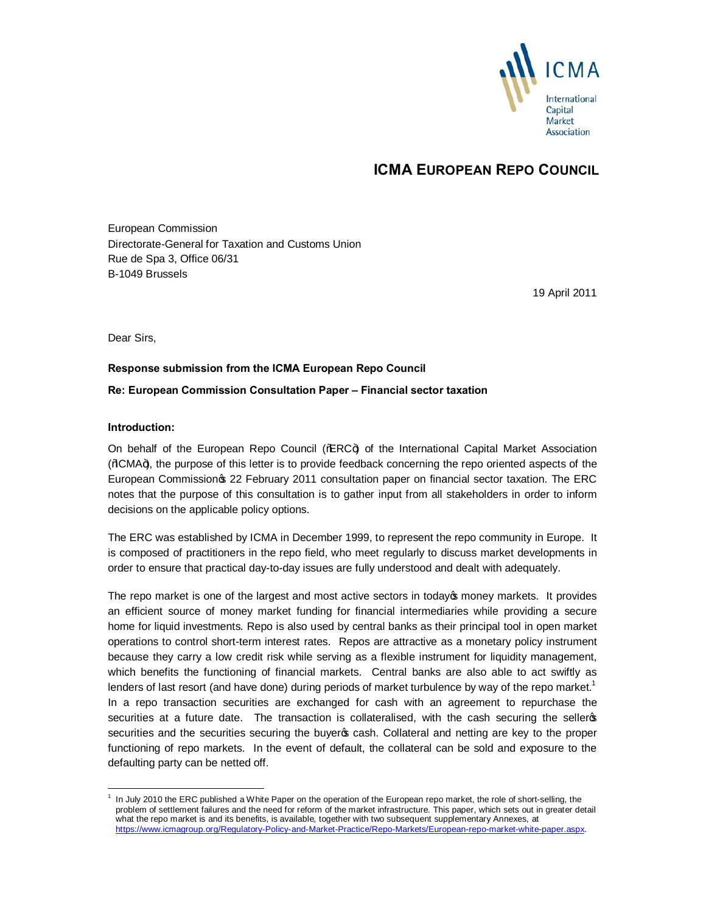ICMA
International Capital Market Association

# ICMA EUROPEAN REPO COUNCIL

European Commission
Directorate-General for Taxation and Customs Union
Rue de Spa 3, Office 06/31
B-1049 Brussels

19 April 2011

Dear Sirs,

**Response submission from the ICMA European Repo Council**

**Re: European Commission Consultation Paper – Financial sector taxation**

**Introduction:**

On behalf of the European Repo Council ("ERC") of the International Capital Market Association ("ICMA"), the purpose of this letter is to provide feedback concerning the repo oriented aspects of the European Commission's 22 February 2011 consultation paper on financial sector taxation. The ERC notes that the purpose of this consultation is to gather input from all stakeholders in order to inform decisions on the applicable policy options.

The ERC was established by ICMA in December 1999, to represent the repo community in Europe. It is composed of practitioners in the repo field, who meet regularly to discuss market developments in order to ensure that practical day-to-day issues are fully understood and dealt with adequately.

The repo market is one of the largest and most active sectors in today's money markets. It provides an efficient source of money market funding for financial intermediaries while providing a secure home for liquid investments. Repo is also used by central banks as their principal tool in open market operations to control short-term interest rates. Repos are attractive as a monetary policy instrument because they carry a low credit risk while serving as a flexible instrument for liquidity management, which benefits the functioning of financial markets. Central banks are also able to act swiftly as lenders of last resort (and have done) during periods of market turbulence by way of the repo market.[1] In a repo transaction securities are exchanged for cash with an agreement to repurchase the securities at a future date. The transaction is collateralised, with the cash securing the seller's securities and the securities securing the buyer's cash. Collateral and netting are key to the proper functioning of repo markets. In the event of default, the collateral can be sold and exposure to the defaulting party can be netted off.

[1] In July 2010 the ERC published a White Paper on the operation of the European repo market, the role of short-selling, the problem of settlement failures and the need for reform of the market infrastructure. This paper, which sets out in greater detail what the repo market is and its benefits, is available, together with two subsequent supplementary Annexes, at https://www.icmagroup.org/Regulatory-Policy-and-Market-Practice/Repo-Markets/European-repo-market-white-paper.aspx.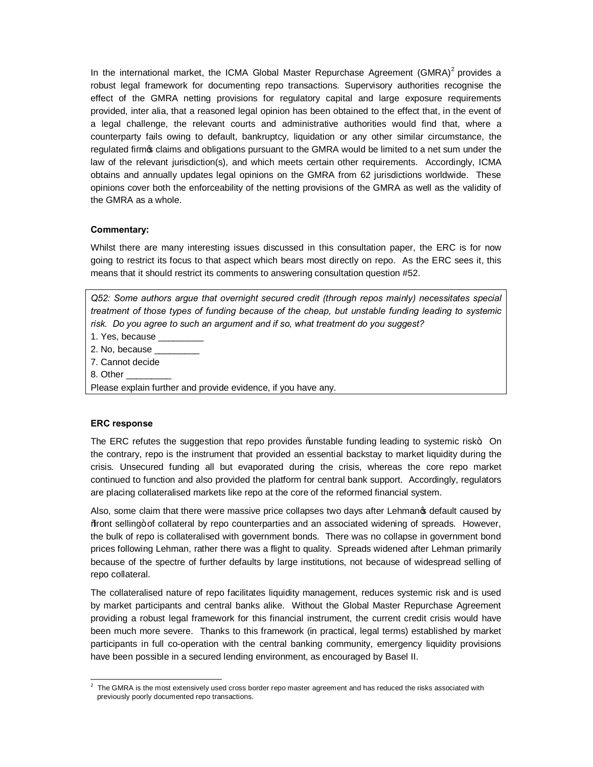In the international market, the ICMA Global Master Repurchase Agreement (GMRA)[2] provides a robust legal framework for documenting repo transactions. Supervisory authorities recognise the effect of the GMRA netting provisions for regulatory capital and large exposure requirements provided, inter alia, that a reasoned legal opinion has been obtained to the effect that, in the event of a legal challenge, the relevant courts and administrative authorities would find that, where a counterparty fails owing to default, bankruptcy, liquidation or any other similar circumstance, the regulated firm's claims and obligations pursuant to the GMRA would be limited to a net sum under the law of the relevant jurisdiction(s), and which meets certain other requirements. Accordingly, ICMA obtains and annually updates legal opinions on the GMRA from 62 jurisdictions worldwide. These opinions cover both the enforceability of the netting provisions of the GMRA as well as the validity of the GMRA as a whole.

**Commentary:**

Whilst there are many interesting issues discussed in this consultation paper, the ERC is for now going to restrict its focus to that aspect which bears most directly on repo. As the ERC sees it, this means that it should restrict its comments to answering consultation question #52.

*Q52: Some authors argue that overnight secured credit (through repos mainly) necessitates special treatment of those types of funding because of the cheap, but unstable funding leading to systemic risk. Do you agree to such an argument and if so, what treatment do you suggest?*

1. Yes, because _________
2. No, because _________
7. Cannot decide
8. Other _________

Please explain further and provide evidence, if you have any.

**ERC response**

The ERC refutes the suggestion that repo provides "unstable funding leading to systemic risk". On the contrary, repo is the instrument that provided an essential backstay to market liquidity during the crisis. Unsecured funding all but evaporated during the crisis, whereas the core repo market continued to function and also provided the platform for central bank support. Accordingly, regulators are placing collateralised markets like repo at the core of the reformed financial system.

Also, some claim that there were massive price collapses two days after Lehman's default caused by "front selling" of collateral by repo counterparties and an associated widening of spreads. However, the bulk of repo is collateralised with government bonds. There was no collapse in government bond prices following Lehman, rather there was a flight to quality. Spreads widened after Lehman primarily because of the spectre of further defaults by large institutions, not because of widespread selling of repo collateral.

The collateralised nature of repo facilitates liquidity management, reduces systemic risk and is used by market participants and central banks alike. Without the Global Master Repurchase Agreement providing a robust legal framework for this financial instrument, the current credit crisis would have been much more severe. Thanks to this framework (in practical, legal terms) established by market participants in full co-operation with the central banking community, emergency liquidity provisions have been possible in a secured lending environment, as encouraged by Basel II.

---

[2] The GMRA is the most extensively used cross border repo master agreement and has reduced the risks associated with previously poorly documented repo transactions.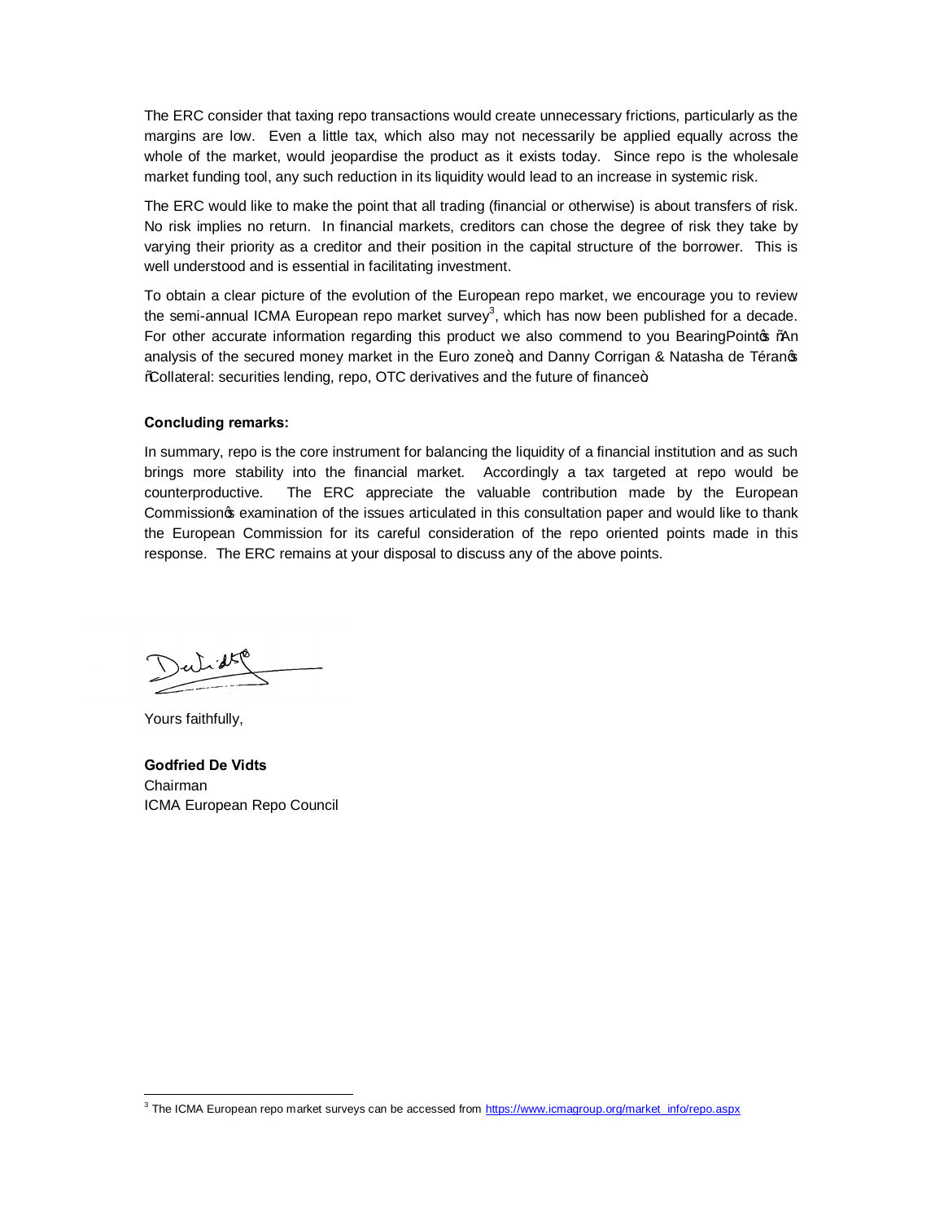The ERC consider that taxing repo transactions would create unnecessary frictions, particularly as the margins are low. Even a little tax, which also may not necessarily be applied equally across the whole of the market, would jeopardise the product as it exists today. Since repo is the wholesale market funding tool, any such reduction in its liquidity would lead to an increase in systemic risk.

The ERC would like to make the point that all trading (financial or otherwise) is about transfers of risk. No risk implies no return. In financial markets, creditors can chose the degree of risk they take by varying their priority as a creditor and their position in the capital structure of the borrower. This is well understood and is essential in facilitating investment.

To obtain a clear picture of the evolution of the European repo market, we encourage you to review the semi-annual ICMA European repo market survey[3], which has now been published for a decade. For other accurate information regarding this product we also commend to you BearingPoint's "An analysis of the secured money market in the Euro zone", and Danny Corrigan & Natasha de Téran's "Collateral: securities lending, repo, OTC derivatives and the future of finance".

**Concluding remarks:**

In summary, repo is the core instrument for balancing the liquidity of a financial institution and as such brings more stability into the financial market. Accordingly a tax targeted at repo would be counterproductive. The ERC appreciate the valuable contribution made by the European Commission's examination of the issues articulated in this consultation paper and would like to thank the European Commission for its careful consideration of the repo oriented points made in this response. The ERC remains at your disposal to discuss any of the above points.

Yours faithfully,

**Godfried De Vidts**
Chairman
ICMA European Repo Council

---

[3] The ICMA European repo market surveys can be accessed from https://www.icmagroup.org/market_info/repo.aspx